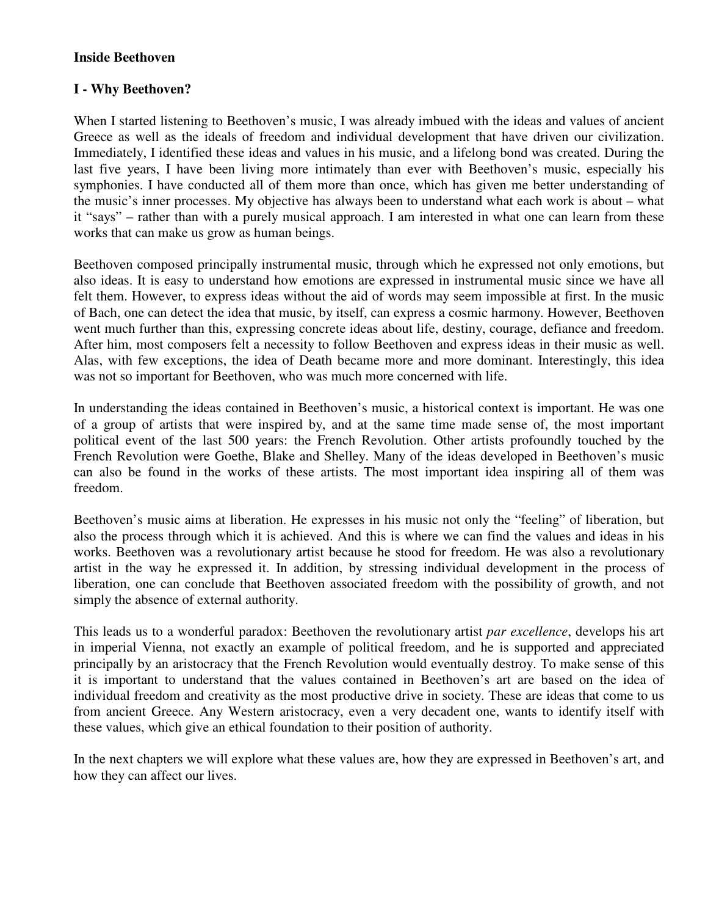# Inside Beethoven

## I - Why Beethoven?

When I started listening to Beethoven's music, I was already imbued with the ideas and values of ancient Greece as well as the ideals of freedom and individual development that have driven our civilization. Immediately, I identified these ideas and values in his music, and a lifelong bond was created. During the last five years, I have been living more intimately than ever with Beethoven's music, especially his symphonies. I have conducted all of them more than once, which has given me better understanding of the music's inner processes. My objective has always been to understand what each work is about – what it "says" – rather than with a purely musical approach. I am interested in what one can learn from these works that can make us grow as human beings.

Beethoven composed principally instrumental music, through which he expressed not only emotions, but also ideas. It is easy to understand how emotions are expressed in instrumental music since we have all felt them. However, to express ideas without the aid of words may seem impossible at first. In the music of Bach, one can detect the idea that music, by itself, can express a cosmic harmony. However, Beethoven went much further than this, expressing concrete ideas about life, destiny, courage, defiance and freedom. After him, most composers felt a necessity to follow Beethoven and express ideas in their music as well. Alas, with few exceptions, the idea of Death became more and more dominant. Interestingly, this idea was not so important for Beethoven, who was much more concerned with life.

In understanding the ideas contained in Beethoven's music, a historical context is important. He was one of a group of artists that were inspired by, and at the same time made sense of, the most important political event of the last 500 years: the French Revolution. Other artists profoundly touched by the French Revolution were Goethe, Blake and Shelley. Many of the ideas developed in Beethoven's music can also be found in the works of these artists. The most important idea inspiring all of them was freedom.

Beethoven's music aims at liberation. He expresses in his music not only the "feeling" of liberation, but also the process through which it is achieved. And this is where we can find the values and ideas in his works. Beethoven was a revolutionary artist because he stood for freedom. He was also a revolutionary artist in the way he expressed it. In addition, by stressing individual development in the process of liberation, one can conclude that Beethoven associated freedom with the possibility of growth, and not simply the absence of external authority.

This leads us to a wonderful paradox: Beethoven the revolutionary artist *par excellence*, develops his art in imperial Vienna, not exactly an example of political freedom, and he is supported and appreciated principally by an aristocracy that the French Revolution would eventually destroy. To make sense of this it is important to understand that the values contained in Beethoven's art are based on the idea of individual freedom and creativity as the most productive drive in society. These are ideas that come to us from ancient Greece. Any Western aristocracy, even a very decadent one, wants to identify itself with these values, which give an ethical foundation to their position of authority.

In the next chapters we will explore what these values are, how they are expressed in Beethoven's art, and how they can affect our lives.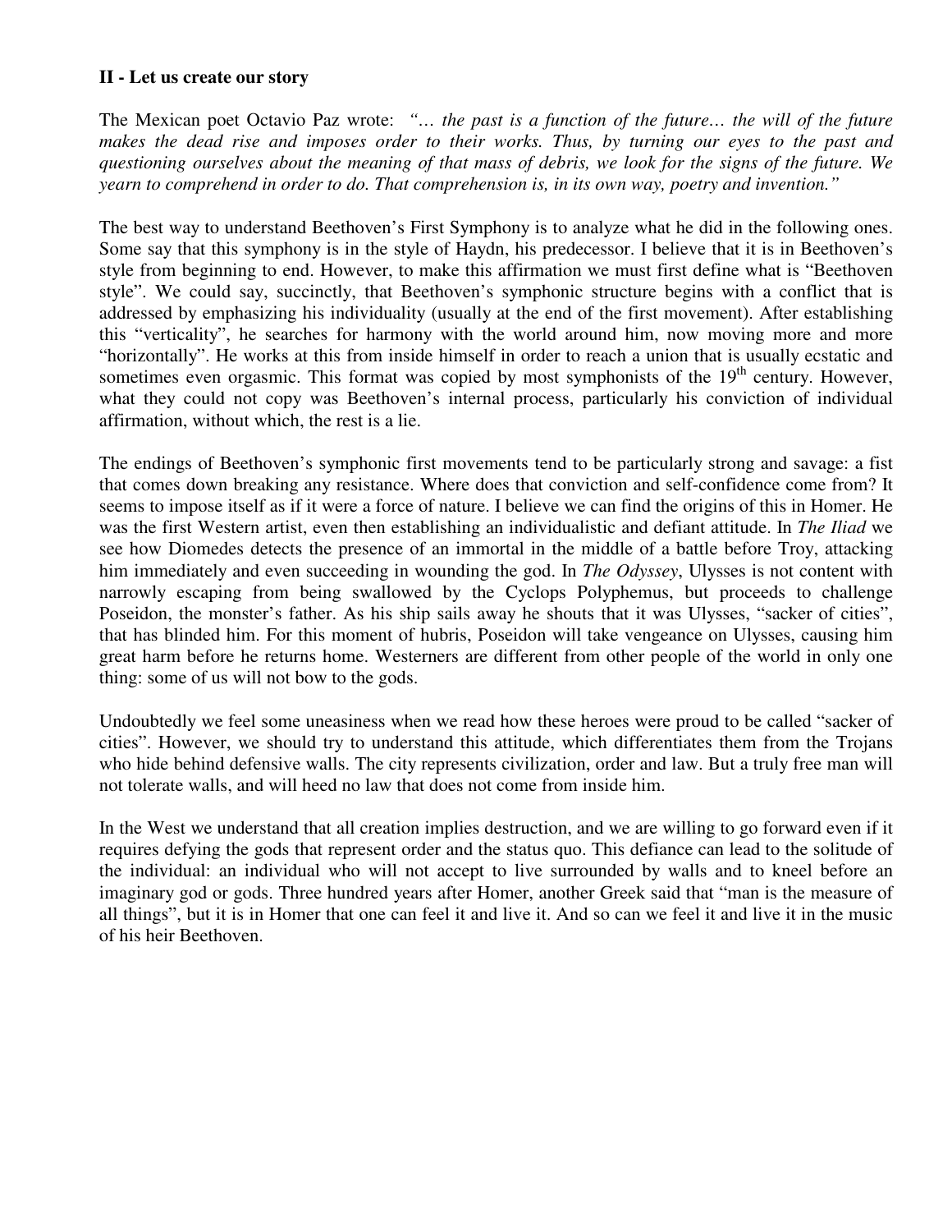**II - Let us create our story**

The Mexican poet Octavio Paz wrote: *"… the past is a function of the future… the will of the future makes the dead rise and imposes order to their works. Thus, by turning our eyes to the past and questioning ourselves about the meaning of that mass of debris, we look for the signs of the future. We yearn to comprehend in order to do. That comprehension is, in its own way, poetry and invention."*

The best way to understand Beethoven's First Symphony is to analyze what he did in the following ones. Some say that this symphony is in the style of Haydn, his predecessor. I believe that it is in Beethoven's style from beginning to end. However, to make this affirmation we must first define what is "Beethoven style". We could say, succinctly, that Beethoven's symphonic structure begins with a conflict that is addressed by emphasizing his individuality (usually at the end of the first movement). After establishing this "verticality", he searches for harmony with the world around him, now moving more and more "horizontally". He works at this from inside himself in order to reach a union that is usually ecstatic and sometimes even orgasmic. This format was copied by most symphonists of the 19th century. However, what they could not copy was Beethoven's internal process, particularly his conviction of individual affirmation, without which, the rest is a lie.

The endings of Beethoven's symphonic first movements tend to be particularly strong and savage: a fist that comes down breaking any resistance. Where does that conviction and self-confidence come from? It seems to impose itself as if it were a force of nature. I believe we can find the origins of this in Homer. He was the first Western artist, even then establishing an individualistic and defiant attitude. In *The Iliad* we see how Diomedes detects the presence of an immortal in the middle of a battle before Troy, attacking him immediately and even succeeding in wounding the god. In *The Odyssey*, Ulysses is not content with narrowly escaping from being swallowed by the Cyclops Polyphemus, but proceeds to challenge Poseidon, the monster's father. As his ship sails away he shouts that it was Ulysses, "sacker of cities", that has blinded him. For this moment of hubris, Poseidon will take vengeance on Ulysses, causing him great harm before he returns home. Westerners are different from other people of the world in only one thing: some of us will not bow to the gods.

Undoubtedly we feel some uneasiness when we read how these heroes were proud to be called "sacker of cities". However, we should try to understand this attitude, which differentiates them from the Trojans who hide behind defensive walls. The city represents civilization, order and law. But a truly free man will not tolerate walls, and will heed no law that does not come from inside him.

In the West we understand that all creation implies destruction, and we are willing to go forward even if it requires defying the gods that represent order and the status quo. This defiance can lead to the solitude of the individual: an individual who will not accept to live surrounded by walls and to kneel before an imaginary god or gods. Three hundred years after Homer, another Greek said that "man is the measure of all things", but it is in Homer that one can feel it and live it. And so can we feel it and live it in the music of his heir Beethoven.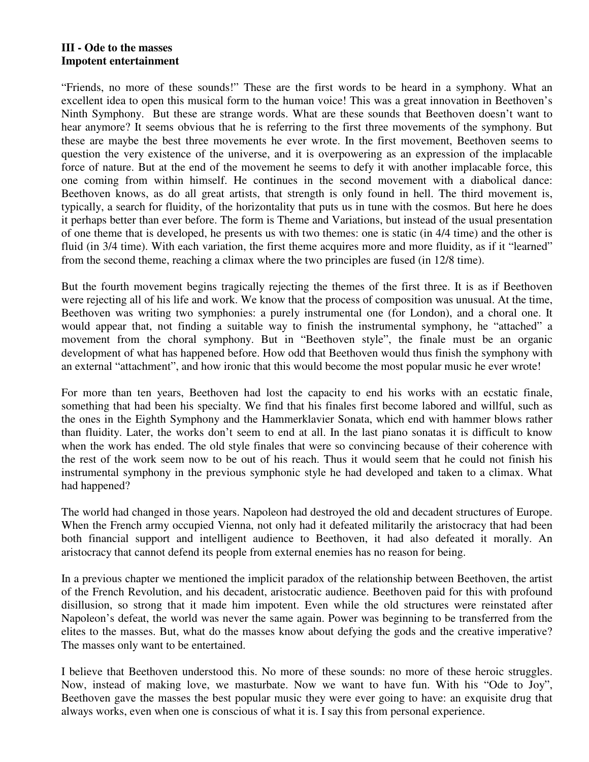**III - Ode to the masses**
**Impotent entertainment**

“Friends, no more of these sounds!” These are the first words to be heard in a symphony. What an excellent idea to open this musical form to the human voice! This was a great innovation in Beethoven’s Ninth Symphony. But these are strange words. What are these sounds that Beethoven doesn’t want to hear anymore? It seems obvious that he is referring to the first three movements of the symphony. But these are maybe the best three movements he ever wrote. In the first movement, Beethoven seems to question the very existence of the universe, and it is overpowering as an expression of the implacable force of nature. But at the end of the movement he seems to defy it with another implacable force, this one coming from within himself. He continues in the second movement with a diabolical dance: Beethoven knows, as do all great artists, that strength is only found in hell. The third movement is, typically, a search for fluidity, of the horizontality that puts us in tune with the cosmos. But here he does it perhaps better than ever before. The form is Theme and Variations, but instead of the usual presentation of one theme that is developed, he presents us with two themes: one is static (in 4/4 time) and the other is fluid (in 3/4 time). With each variation, the first theme acquires more and more fluidity, as if it “learned” from the second theme, reaching a climax where the two principles are fused (in 12/8 time).

But the fourth movement begins tragically rejecting the themes of the first three. It is as if Beethoven were rejecting all of his life and work. We know that the process of composition was unusual. At the time, Beethoven was writing two symphonies: a purely instrumental one (for London), and a choral one. It would appear that, not finding a suitable way to finish the instrumental symphony, he “attached” a movement from the choral symphony. But in “Beethoven style”, the finale must be an organic development of what has happened before. How odd that Beethoven would thus finish the symphony with an external “attachment”, and how ironic that this would become the most popular music he ever wrote!

For more than ten years, Beethoven had lost the capacity to end his works with an ecstatic finale, something that had been his specialty. We find that his finales first become labored and willful, such as the ones in the Eighth Symphony and the Hammerklavier Sonata, which end with hammer blows rather than fluidity. Later, the works don’t seem to end at all. In the last piano sonatas it is difficult to know when the work has ended. The old style finales that were so convincing because of their coherence with the rest of the work seem now to be out of his reach. Thus it would seem that he could not finish his instrumental symphony in the previous symphonic style he had developed and taken to a climax. What had happened?

The world had changed in those years. Napoleon had destroyed the old and decadent structures of Europe. When the French army occupied Vienna, not only had it defeated militarily the aristocracy that had been both financial support and intelligent audience to Beethoven, it had also defeated it morally. An aristocracy that cannot defend its people from external enemies has no reason for being.

In a previous chapter we mentioned the implicit paradox of the relationship between Beethoven, the artist of the French Revolution, and his decadent, aristocratic audience. Beethoven paid for this with profound disillusion, so strong that it made him impotent. Even while the old structures were reinstated after Napoleon’s defeat, the world was never the same again. Power was beginning to be transferred from the elites to the masses. But, what do the masses know about defying the gods and the creative imperative? The masses only want to be entertained.

I believe that Beethoven understood this. No more of these sounds: no more of these heroic struggles. Now, instead of making love, we masturbate. Now we want to have fun. With his “Ode to Joy”, Beethoven gave the masses the best popular music they were ever going to have: an exquisite drug that always works, even when one is conscious of what it is. I say this from personal experience.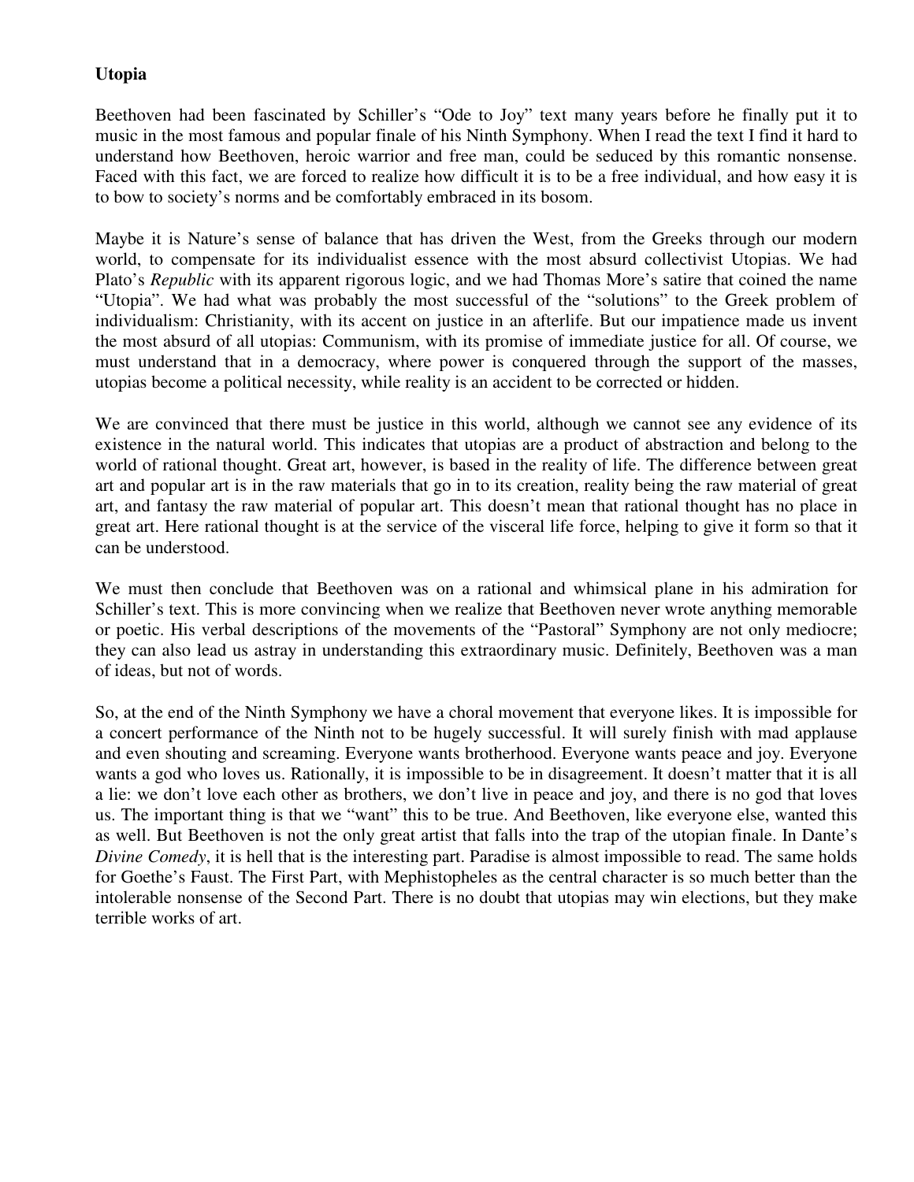**Utopia**

Beethoven had been fascinated by Schiller's "Ode to Joy" text many years before he finally put it to music in the most famous and popular finale of his Ninth Symphony. When I read the text I find it hard to understand how Beethoven, heroic warrior and free man, could be seduced by this romantic nonsense. Faced with this fact, we are forced to realize how difficult it is to be a free individual, and how easy it is to bow to society's norms and be comfortably embraced in its bosom.

Maybe it is Nature's sense of balance that has driven the West, from the Greeks through our modern world, to compensate for its individualist essence with the most absurd collectivist Utopias. We had Plato's *Republic* with its apparent rigorous logic, and we had Thomas More's satire that coined the name "Utopia". We had what was probably the most successful of the "solutions" to the Greek problem of individualism: Christianity, with its accent on justice in an afterlife. But our impatience made us invent the most absurd of all utopias: Communism, with its promise of immediate justice for all. Of course, we must understand that in a democracy, where power is conquered through the support of the masses, utopias become a political necessity, while reality is an accident to be corrected or hidden.

We are convinced that there must be justice in this world, although we cannot see any evidence of its existence in the natural world. This indicates that utopias are a product of abstraction and belong to the world of rational thought. Great art, however, is based in the reality of life. The difference between great art and popular art is in the raw materials that go in to its creation, reality being the raw material of great art, and fantasy the raw material of popular art. This doesn't mean that rational thought has no place in great art. Here rational thought is at the service of the visceral life force, helping to give it form so that it can be understood.

We must then conclude that Beethoven was on a rational and whimsical plane in his admiration for Schiller's text. This is more convincing when we realize that Beethoven never wrote anything memorable or poetic. His verbal descriptions of the movements of the "Pastoral" Symphony are not only mediocre; they can also lead us astray in understanding this extraordinary music. Definitely, Beethoven was a man of ideas, but not of words.

So, at the end of the Ninth Symphony we have a choral movement that everyone likes. It is impossible for a concert performance of the Ninth not to be hugely successful. It will surely finish with mad applause and even shouting and screaming. Everyone wants brotherhood. Everyone wants peace and joy. Everyone wants a god who loves us. Rationally, it is impossible to be in disagreement. It doesn't matter that it is all a lie: we don't love each other as brothers, we don't live in peace and joy, and there is no god that loves us. The important thing is that we "want" this to be true. And Beethoven, like everyone else, wanted this as well. But Beethoven is not the only great artist that falls into the trap of the utopian finale. In Dante's *Divine Comedy*, it is hell that is the interesting part. Paradise is almost impossible to read. The same holds for Goethe's Faust. The First Part, with Mephistopheles as the central character is so much better than the intolerable nonsense of the Second Part. There is no doubt that utopias may win elections, but they make terrible works of art.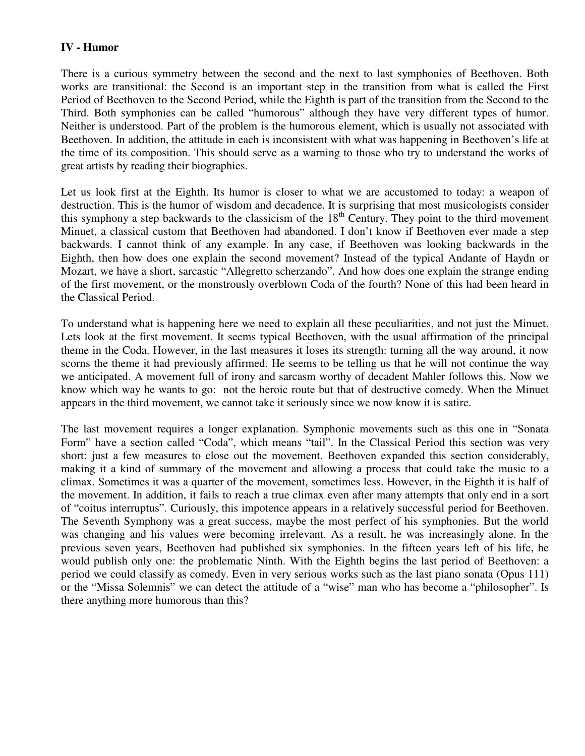## IV - Humor

There is a curious symmetry between the second and the next to last symphonies of Beethoven. Both works are transitional: the Second is an important step in the transition from what is called the First Period of Beethoven to the Second Period, while the Eighth is part of the transition from the Second to the Third. Both symphonies can be called "humorous" although they have very different types of humor. Neither is understood. Part of the problem is the humorous element, which is usually not associated with Beethoven. In addition, the attitude in each is inconsistent with what was happening in Beethoven's life at the time of its composition. This should serve as a warning to those who try to understand the works of great artists by reading their biographies.

Let us look first at the Eighth. Its humor is closer to what we are accustomed to today: a weapon of destruction. This is the humor of wisdom and decadence. It is surprising that most musicologists consider this symphony a step backwards to the classicism of the 18th Century. They point to the third movement Minuet, a classical custom that Beethoven had abandoned. I don't know if Beethoven ever made a step backwards. I cannot think of any example. In any case, if Beethoven was looking backwards in the Eighth, then how does one explain the second movement? Instead of the typical Andante of Haydn or Mozart, we have a short, sarcastic "Allegretto scherzando". And how does one explain the strange ending of the first movement, or the monstrously overblown Coda of the fourth? None of this had been heard in the Classical Period.

To understand what is happening here we need to explain all these peculiarities, and not just the Minuet. Lets look at the first movement. It seems typical Beethoven, with the usual affirmation of the principal theme in the Coda. However, in the last measures it loses its strength: turning all the way around, it now scorns the theme it had previously affirmed. He seems to be telling us that he will not continue the way we anticipated. A movement full of irony and sarcasm worthy of decadent Mahler follows this. Now we know which way he wants to go: not the heroic route but that of destructive comedy. When the Minuet appears in the third movement, we cannot take it seriously since we now know it is satire.

The last movement requires a longer explanation. Symphonic movements such as this one in "Sonata Form" have a section called "Coda", which means "tail". In the Classical Period this section was very short: just a few measures to close out the movement. Beethoven expanded this section considerably, making it a kind of summary of the movement and allowing a process that could take the music to a climax. Sometimes it was a quarter of the movement, sometimes less. However, in the Eighth it is half of the movement. In addition, it fails to reach a true climax even after many attempts that only end in a sort of "coitus interruptus". Curiously, this impotence appears in a relatively successful period for Beethoven. The Seventh Symphony was a great success, maybe the most perfect of his symphonies. But the world was changing and his values were becoming irrelevant. As a result, he was increasingly alone. In the previous seven years, Beethoven had published six symphonies. In the fifteen years left of his life, he would publish only one: the problematic Ninth. With the Eighth begins the last period of Beethoven: a period we could classify as comedy. Even in very serious works such as the last piano sonata (Opus 111) or the "Missa Solemnis" we can detect the attitude of a "wise" man who has become a "philosopher". Is there anything more humorous than this?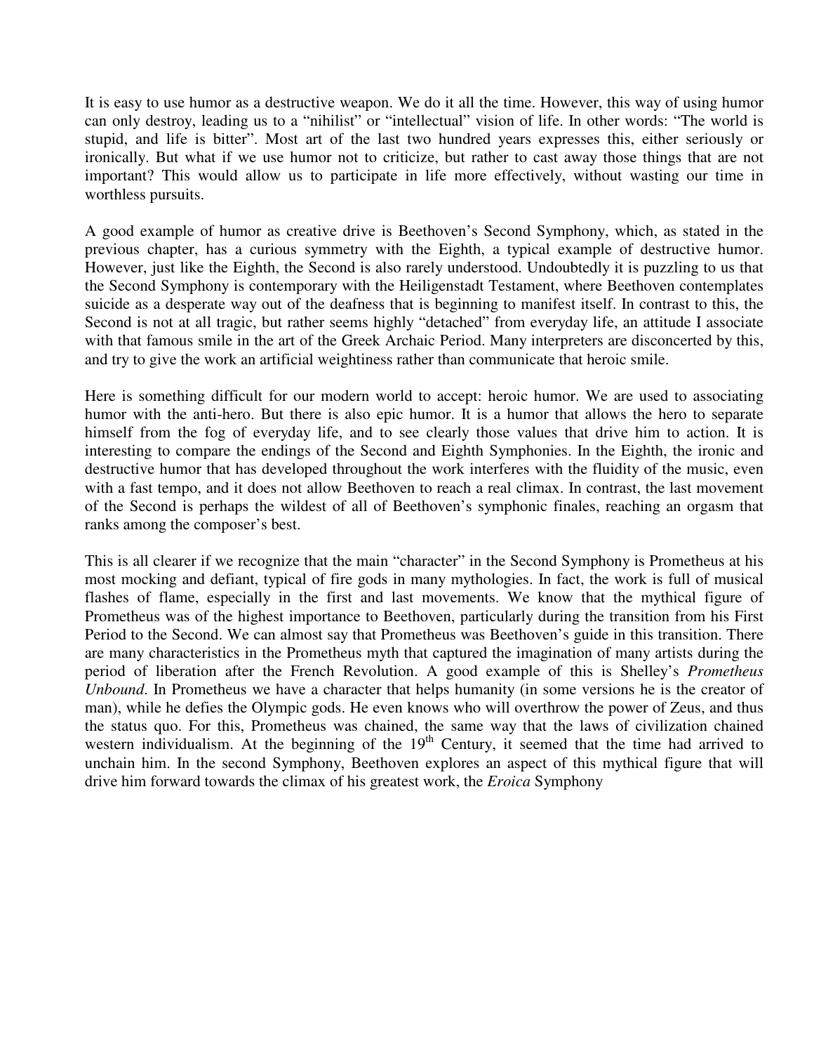It is easy to use humor as a destructive weapon. We do it all the time. However, this way of using humor can only destroy, leading us to a "nihilist" or "intellectual" vision of life. In other words: "The world is stupid, and life is bitter". Most art of the last two hundred years expresses this, either seriously or ironically. But what if we use humor not to criticize, but rather to cast away those things that are not important? This would allow us to participate in life more effectively, without wasting our time in worthless pursuits.

A good example of humor as creative drive is Beethoven's Second Symphony, which, as stated in the previous chapter, has a curious symmetry with the Eighth, a typical example of destructive humor. However, just like the Eighth, the Second is also rarely understood. Undoubtedly it is puzzling to us that the Second Symphony is contemporary with the Heiligenstadt Testament, where Beethoven contemplates suicide as a desperate way out of the deafness that is beginning to manifest itself. In contrast to this, the Second is not at all tragic, but rather seems highly "detached" from everyday life, an attitude I associate with that famous smile in the art of the Greek Archaic Period. Many interpreters are disconcerted by this, and try to give the work an artificial weightiness rather than communicate that heroic smile.

Here is something difficult for our modern world to accept: heroic humor. We are used to associating humor with the anti-hero. But there is also epic humor. It is a humor that allows the hero to separate himself from the fog of everyday life, and to see clearly those values that drive him to action. It is interesting to compare the endings of the Second and Eighth Symphonies. In the Eighth, the ironic and destructive humor that has developed throughout the work interferes with the fluidity of the music, even with a fast tempo, and it does not allow Beethoven to reach a real climax. In contrast, the last movement of the Second is perhaps the wildest of all of Beethoven's symphonic finales, reaching an orgasm that ranks among the composer's best.

This is all clearer if we recognize that the main "character" in the Second Symphony is Prometheus at his most mocking and defiant, typical of fire gods in many mythologies. In fact, the work is full of musical flashes of flame, especially in the first and last movements. We know that the mythical figure of Prometheus was of the highest importance to Beethoven, particularly during the transition from his First Period to the Second. We can almost say that Prometheus was Beethoven's guide in this transition. There are many characteristics in the Prometheus myth that captured the imagination of many artists during the period of liberation after the French Revolution. A good example of this is Shelley's *Prometheus Unbound*. In Prometheus we have a character that helps humanity (in some versions he is the creator of man), while he defies the Olympic gods. He even knows who will overthrow the power of Zeus, and thus the status quo. For this, Prometheus was chained, the same way that the laws of civilization chained western individualism. At the beginning of the 19th Century, it seemed that the time had arrived to unchain him. In the second Symphony, Beethoven explores an aspect of this mythical figure that will drive him forward towards the climax of his greatest work, the *Eroica* Symphony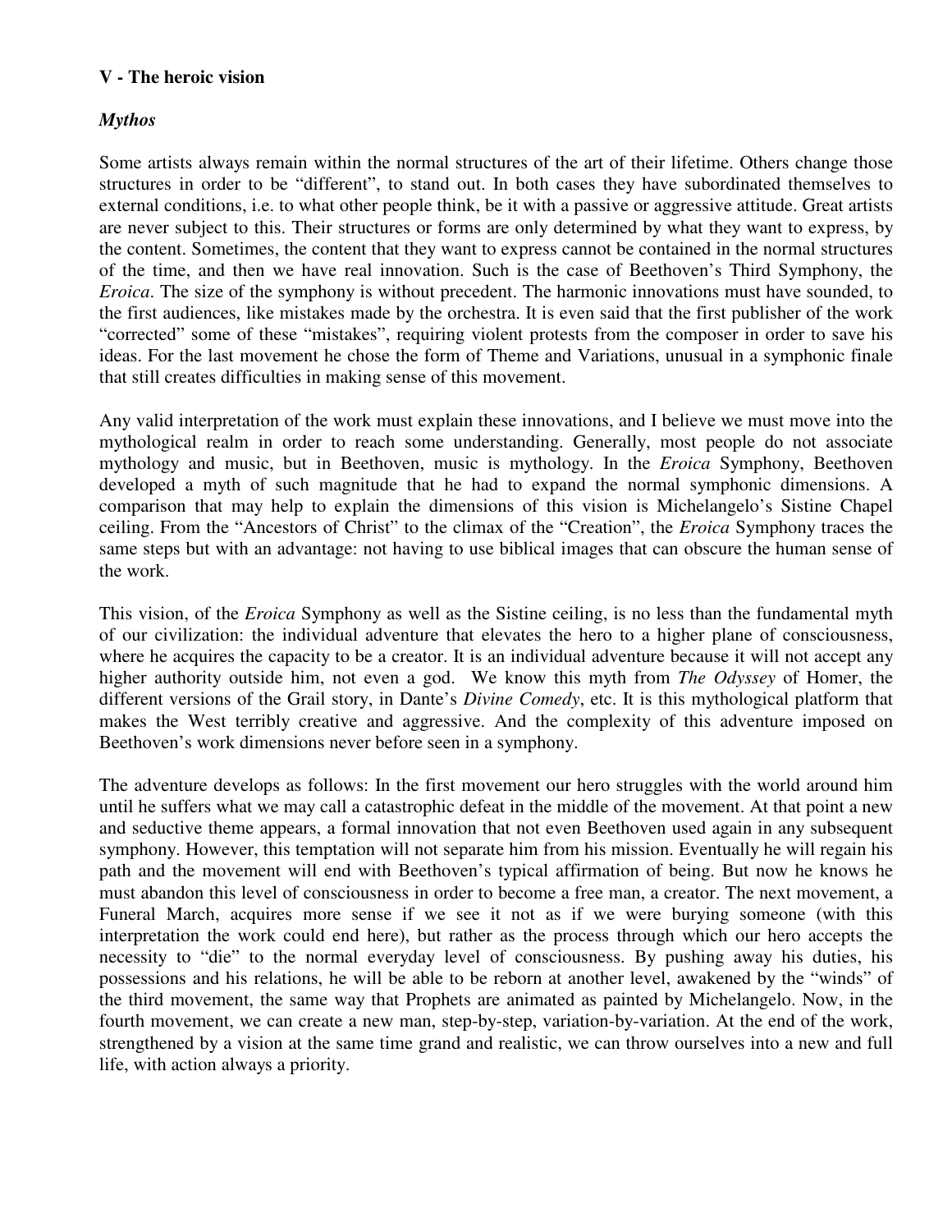## V - The heroic vision

### *Mythos*

Some artists always remain within the normal structures of the art of their lifetime. Others change those structures in order to be "different", to stand out. In both cases they have subordinated themselves to external conditions, i.e. to what other people think, be it with a passive or aggressive attitude. Great artists are never subject to this. Their structures or forms are only determined by what they want to express, by the content. Sometimes, the content that they want to express cannot be contained in the normal structures of the time, and then we have real innovation. Such is the case of Beethoven's Third Symphony, the *Eroica*. The size of the symphony is without precedent. The harmonic innovations must have sounded, to the first audiences, like mistakes made by the orchestra. It is even said that the first publisher of the work "corrected" some of these "mistakes", requiring violent protests from the composer in order to save his ideas. For the last movement he chose the form of Theme and Variations, unusual in a symphonic finale that still creates difficulties in making sense of this movement.

Any valid interpretation of the work must explain these innovations, and I believe we must move into the mythological realm in order to reach some understanding. Generally, most people do not associate mythology and music, but in Beethoven, music is mythology. In the *Eroica* Symphony, Beethoven developed a myth of such magnitude that he had to expand the normal symphonic dimensions. A comparison that may help to explain the dimensions of this vision is Michelangelo's Sistine Chapel ceiling. From the "Ancestors of Christ" to the climax of the "Creation", the *Eroica* Symphony traces the same steps but with an advantage: not having to use biblical images that can obscure the human sense of the work.

This vision, of the *Eroica* Symphony as well as the Sistine ceiling, is no less than the fundamental myth of our civilization: the individual adventure that elevates the hero to a higher plane of consciousness, where he acquires the capacity to be a creator. It is an individual adventure because it will not accept any higher authority outside him, not even a god. We know this myth from *The Odyssey* of Homer, the different versions of the Grail story, in Dante's *Divine Comedy*, etc. It is this mythological platform that makes the West terribly creative and aggressive. And the complexity of this adventure imposed on Beethoven's work dimensions never before seen in a symphony.

The adventure develops as follows: In the first movement our hero struggles with the world around him until he suffers what we may call a catastrophic defeat in the middle of the movement. At that point a new and seductive theme appears, a formal innovation that not even Beethoven used again in any subsequent symphony. However, this temptation will not separate him from his mission. Eventually he will regain his path and the movement will end with Beethoven's typical affirmation of being. But now he knows he must abandon this level of consciousness in order to become a free man, a creator. The next movement, a Funeral March, acquires more sense if we see it not as if we were burying someone (with this interpretation the work could end here), but rather as the process through which our hero accepts the necessity to "die" to the normal everyday level of consciousness. By pushing away his duties, his possessions and his relations, he will be able to be reborn at another level, awakened by the "winds" of the third movement, the same way that Prophets are animated as painted by Michelangelo. Now, in the fourth movement, we can create a new man, step-by-step, variation-by-variation. At the end of the work, strengthened by a vision at the same time grand and realistic, we can throw ourselves into a new and full life, with action always a priority.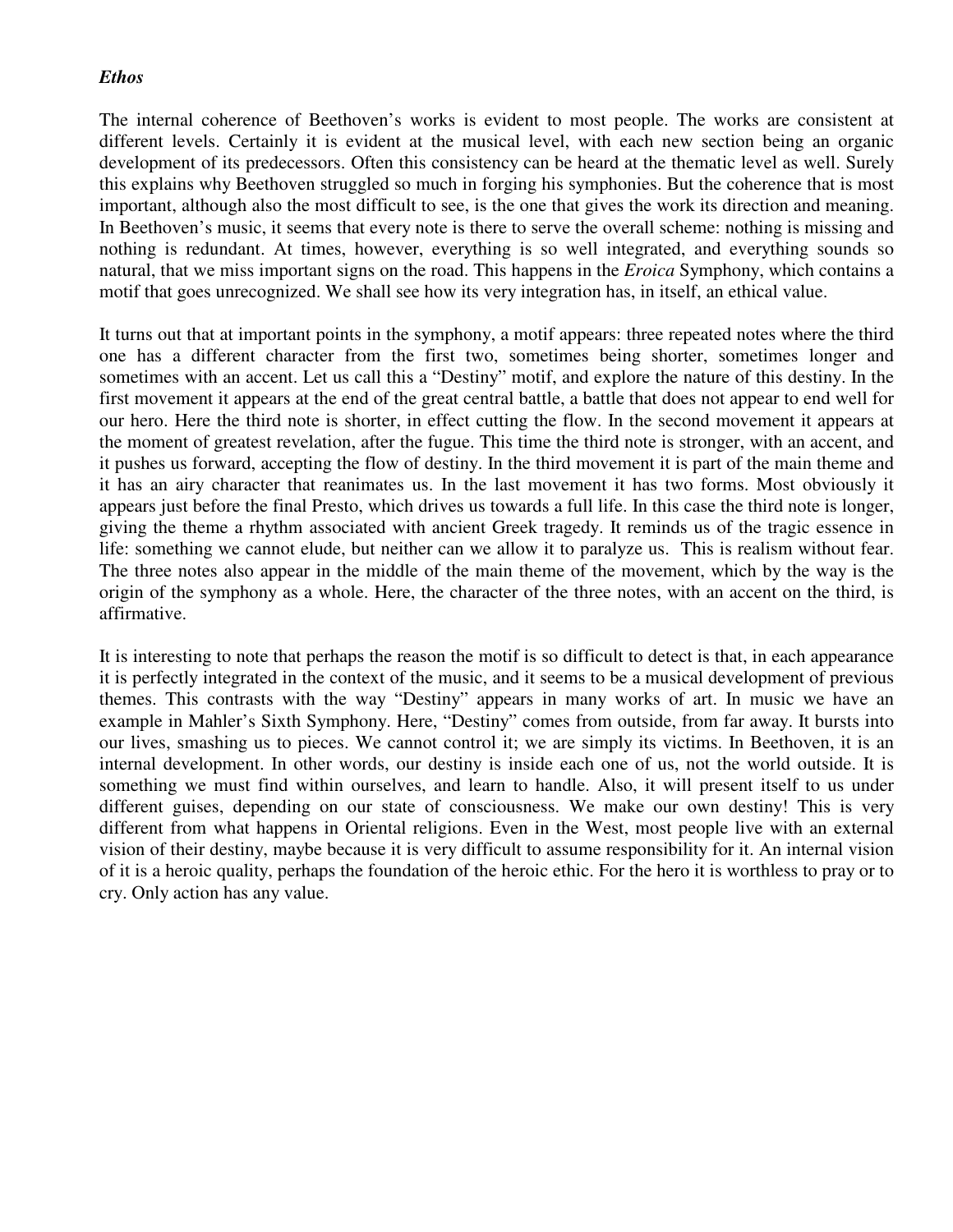***Ethos***

The internal coherence of Beethoven's works is evident to most people. The works are consistent at different levels. Certainly it is evident at the musical level, with each new section being an organic development of its predecessors. Often this consistency can be heard at the thematic level as well. Surely this explains why Beethoven struggled so much in forging his symphonies. But the coherence that is most important, although also the most difficult to see, is the one that gives the work its direction and meaning. In Beethoven's music, it seems that every note is there to serve the overall scheme: nothing is missing and nothing is redundant. At times, however, everything is so well integrated, and everything sounds so natural, that we miss important signs on the road. This happens in the *Eroica* Symphony, which contains a motif that goes unrecognized. We shall see how its very integration has, in itself, an ethical value.

It turns out that at important points in the symphony, a motif appears: three repeated notes where the third one has a different character from the first two, sometimes being shorter, sometimes longer and sometimes with an accent. Let us call this a "Destiny" motif, and explore the nature of this destiny. In the first movement it appears at the end of the great central battle, a battle that does not appear to end well for our hero. Here the third note is shorter, in effect cutting the flow. In the second movement it appears at the moment of greatest revelation, after the fugue. This time the third note is stronger, with an accent, and it pushes us forward, accepting the flow of destiny. In the third movement it is part of the main theme and it has an airy character that reanimates us. In the last movement it has two forms. Most obviously it appears just before the final Presto, which drives us towards a full life. In this case the third note is longer, giving the theme a rhythm associated with ancient Greek tragedy. It reminds us of the tragic essence in life: something we cannot elude, but neither can we allow it to paralyze us. This is realism without fear. The three notes also appear in the middle of the main theme of the movement, which by the way is the origin of the symphony as a whole. Here, the character of the three notes, with an accent on the third, is affirmative.

It is interesting to note that perhaps the reason the motif is so difficult to detect is that, in each appearance it is perfectly integrated in the context of the music, and it seems to be a musical development of previous themes. This contrasts with the way "Destiny" appears in many works of art. In music we have an example in Mahler's Sixth Symphony. Here, "Destiny" comes from outside, from far away. It bursts into our lives, smashing us to pieces. We cannot control it; we are simply its victims. In Beethoven, it is an internal development. In other words, our destiny is inside each one of us, not the world outside. It is something we must find within ourselves, and learn to handle. Also, it will present itself to us under different guises, depending on our state of consciousness. We make our own destiny! This is very different from what happens in Oriental religions. Even in the West, most people live with an external vision of their destiny, maybe because it is very difficult to assume responsibility for it. An internal vision of it is a heroic quality, perhaps the foundation of the heroic ethic. For the hero it is worthless to pray or to cry. Only action has any value.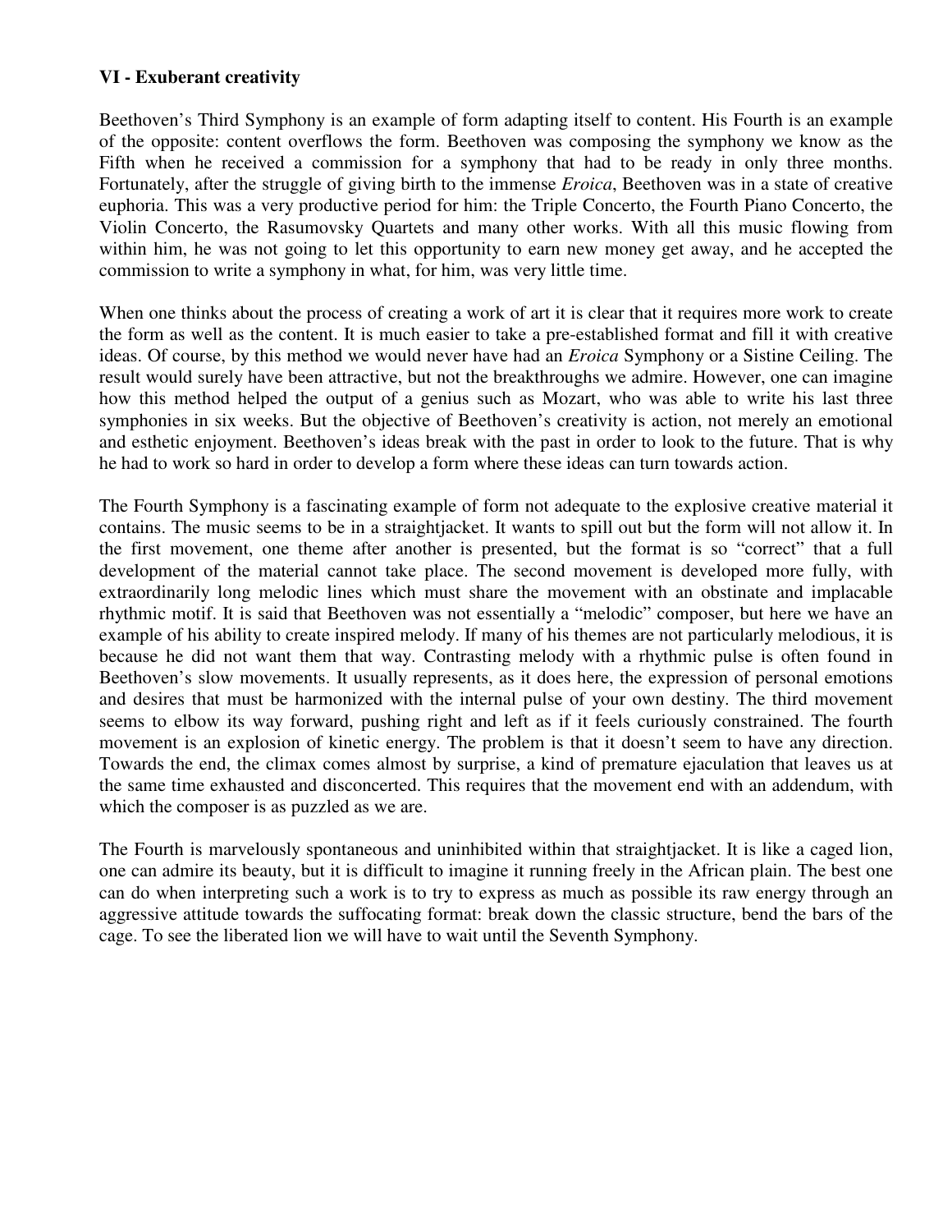### VI - Exuberant creativity

Beethoven's Third Symphony is an example of form adapting itself to content. His Fourth is an example of the opposite: content overflows the form. Beethoven was composing the symphony we know as the Fifth when he received a commission for a symphony that had to be ready in only three months. Fortunately, after the struggle of giving birth to the immense *Eroica*, Beethoven was in a state of creative euphoria. This was a very productive period for him: the Triple Concerto, the Fourth Piano Concerto, the Violin Concerto, the Rasumovsky Quartets and many other works. With all this music flowing from within him, he was not going to let this opportunity to earn new money get away, and he accepted the commission to write a symphony in what, for him, was very little time.

When one thinks about the process of creating a work of art it is clear that it requires more work to create the form as well as the content. It is much easier to take a pre-established format and fill it with creative ideas. Of course, by this method we would never have had an *Eroica* Symphony or a Sistine Ceiling. The result would surely have been attractive, but not the breakthroughs we admire. However, one can imagine how this method helped the output of a genius such as Mozart, who was able to write his last three symphonies in six weeks. But the objective of Beethoven's creativity is action, not merely an emotional and esthetic enjoyment. Beethoven's ideas break with the past in order to look to the future. That is why he had to work so hard in order to develop a form where these ideas can turn towards action.

The Fourth Symphony is a fascinating example of form not adequate to the explosive creative material it contains. The music seems to be in a straightjacket. It wants to spill out but the form will not allow it. In the first movement, one theme after another is presented, but the format is so "correct" that a full development of the material cannot take place. The second movement is developed more fully, with extraordinarily long melodic lines which must share the movement with an obstinate and implacable rhythmic motif. It is said that Beethoven was not essentially a "melodic" composer, but here we have an example of his ability to create inspired melody. If many of his themes are not particularly melodious, it is because he did not want them that way. Contrasting melody with a rhythmic pulse is often found in Beethoven's slow movements. It usually represents, as it does here, the expression of personal emotions and desires that must be harmonized with the internal pulse of your own destiny. The third movement seems to elbow its way forward, pushing right and left as if it feels curiously constrained. The fourth movement is an explosion of kinetic energy. The problem is that it doesn't seem to have any direction. Towards the end, the climax comes almost by surprise, a kind of premature ejaculation that leaves us at the same time exhausted and disconcerted. This requires that the movement end with an addendum, with which the composer is as puzzled as we are.

The Fourth is marvelously spontaneous and uninhibited within that straightjacket. It is like a caged lion, one can admire its beauty, but it is difficult to imagine it running freely in the African plain. The best one can do when interpreting such a work is to try to express as much as possible its raw energy through an aggressive attitude towards the suffocating format: break down the classic structure, bend the bars of the cage. To see the liberated lion we will have to wait until the Seventh Symphony.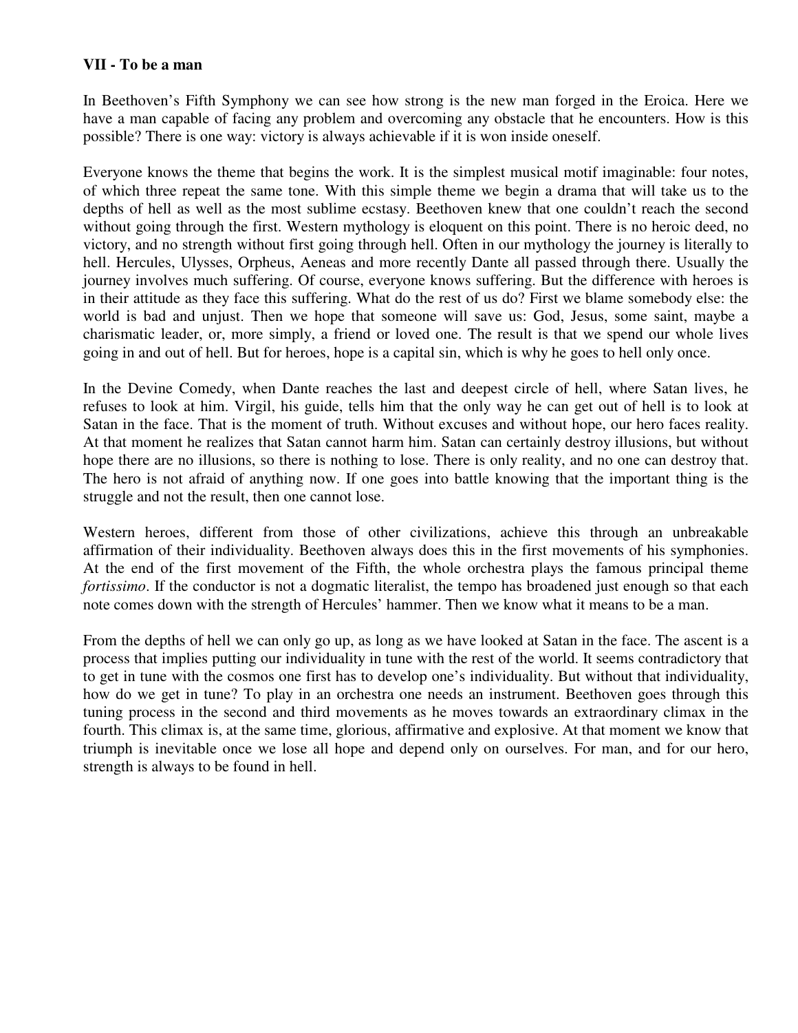## VII - To be a man

In Beethoven's Fifth Symphony we can see how strong is the new man forged in the Eroica. Here we have a man capable of facing any problem and overcoming any obstacle that he encounters. How is this possible? There is one way: victory is always achievable if it is won inside oneself.

Everyone knows the theme that begins the work. It is the simplest musical motif imaginable: four notes, of which three repeat the same tone. With this simple theme we begin a drama that will take us to the depths of hell as well as the most sublime ecstasy. Beethoven knew that one couldn't reach the second without going through the first. Western mythology is eloquent on this point. There is no heroic deed, no victory, and no strength without first going through hell. Often in our mythology the journey is literally to hell. Hercules, Ulysses, Orpheus, Aeneas and more recently Dante all passed through there. Usually the journey involves much suffering. Of course, everyone knows suffering. But the difference with heroes is in their attitude as they face this suffering. What do the rest of us do? First we blame somebody else: the world is bad and unjust. Then we hope that someone will save us: God, Jesus, some saint, maybe a charismatic leader, or, more simply, a friend or loved one. The result is that we spend our whole lives going in and out of hell. But for heroes, hope is a capital sin, which is why he goes to hell only once.

In the Devine Comedy, when Dante reaches the last and deepest circle of hell, where Satan lives, he refuses to look at him. Virgil, his guide, tells him that the only way he can get out of hell is to look at Satan in the face. That is the moment of truth. Without excuses and without hope, our hero faces reality. At that moment he realizes that Satan cannot harm him. Satan can certainly destroy illusions, but without hope there are no illusions, so there is nothing to lose. There is only reality, and no one can destroy that. The hero is not afraid of anything now. If one goes into battle knowing that the important thing is the struggle and not the result, then one cannot lose.

Western heroes, different from those of other civilizations, achieve this through an unbreakable affirmation of their individuality. Beethoven always does this in the first movements of his symphonies. At the end of the first movement of the Fifth, the whole orchestra plays the famous principal theme *fortissimo*. If the conductor is not a dogmatic literalist, the tempo has broadened just enough so that each note comes down with the strength of Hercules' hammer. Then we know what it means to be a man.

From the depths of hell we can only go up, as long as we have looked at Satan in the face. The ascent is a process that implies putting our individuality in tune with the rest of the world. It seems contradictory that to get in tune with the cosmos one first has to develop one's individuality. But without that individuality, how do we get in tune? To play in an orchestra one needs an instrument. Beethoven goes through this tuning process in the second and third movements as he moves towards an extraordinary climax in the fourth. This climax is, at the same time, glorious, affirmative and explosive. At that moment we know that triumph is inevitable once we lose all hope and depend only on ourselves. For man, and for our hero, strength is always to be found in hell.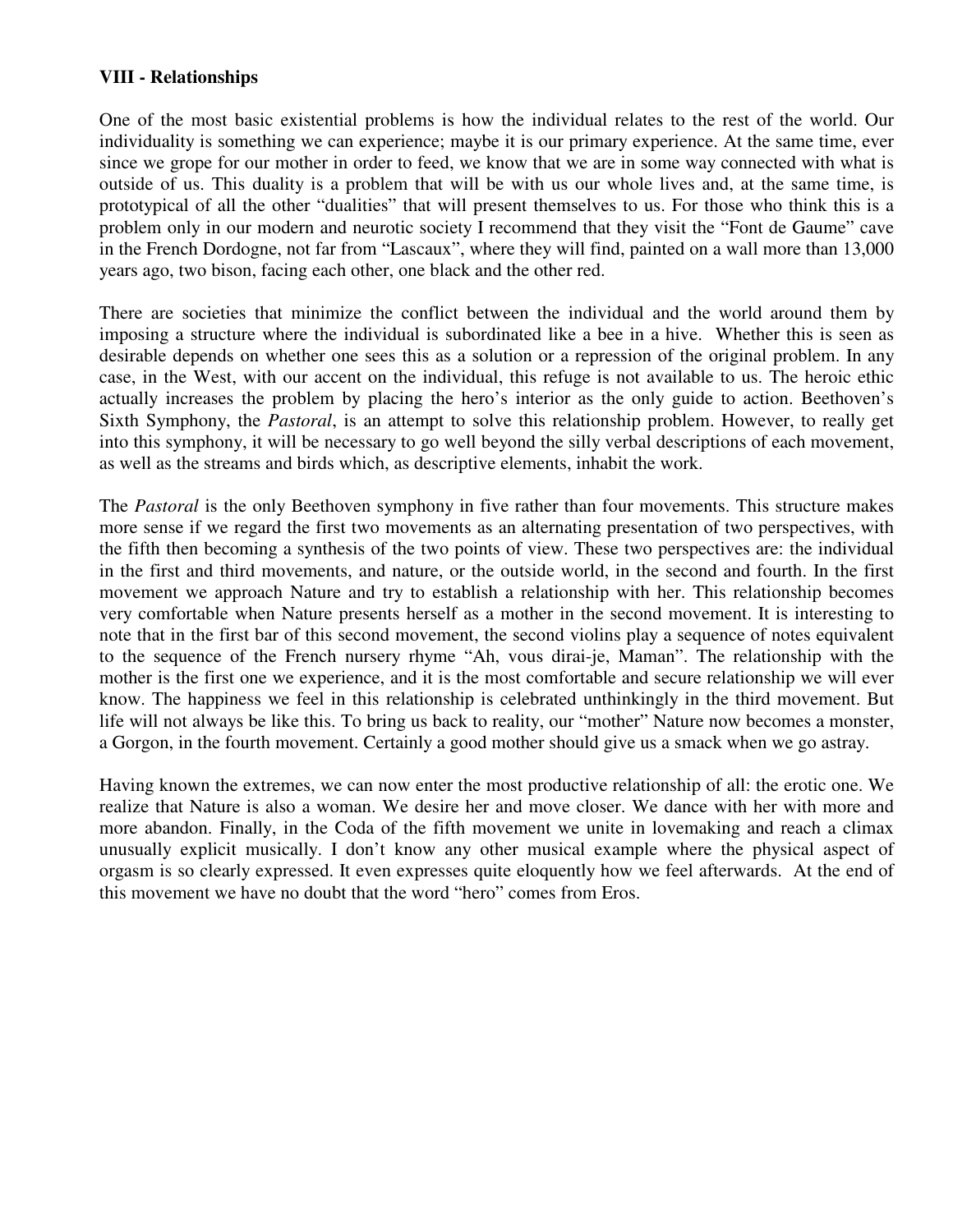**VIII - Relationships**

One of the most basic existential problems is how the individual relates to the rest of the world. Our individuality is something we can experience; maybe it is our primary experience. At the same time, ever since we grope for our mother in order to feed, we know that we are in some way connected with what is outside of us. This duality is a problem that will be with us our whole lives and, at the same time, is prototypical of all the other "dualities" that will present themselves to us. For those who think this is a problem only in our modern and neurotic society I recommend that they visit the "Font de Gaume" cave in the French Dordogne, not far from "Lascaux", where they will find, painted on a wall more than 13,000 years ago, two bison, facing each other, one black and the other red.

There are societies that minimize the conflict between the individual and the world around them by imposing a structure where the individual is subordinated like a bee in a hive. Whether this is seen as desirable depends on whether one sees this as a solution or a repression of the original problem. In any case, in the West, with our accent on the individual, this refuge is not available to us. The heroic ethic actually increases the problem by placing the hero's interior as the only guide to action. Beethoven's Sixth Symphony, the *Pastoral*, is an attempt to solve this relationship problem. However, to really get into this symphony, it will be necessary to go well beyond the silly verbal descriptions of each movement, as well as the streams and birds which, as descriptive elements, inhabit the work.

The *Pastoral* is the only Beethoven symphony in five rather than four movements. This structure makes more sense if we regard the first two movements as an alternating presentation of two perspectives, with the fifth then becoming a synthesis of the two points of view. These two perspectives are: the individual in the first and third movements, and nature, or the outside world, in the second and fourth. In the first movement we approach Nature and try to establish a relationship with her. This relationship becomes very comfortable when Nature presents herself as a mother in the second movement. It is interesting to note that in the first bar of this second movement, the second violins play a sequence of notes equivalent to the sequence of the French nursery rhyme "Ah, vous dirai-je, Maman". The relationship with the mother is the first one we experience, and it is the most comfortable and secure relationship we will ever know. The happiness we feel in this relationship is celebrated unthinkingly in the third movement. But life will not always be like this. To bring us back to reality, our "mother" Nature now becomes a monster, a Gorgon, in the fourth movement. Certainly a good mother should give us a smack when we go astray.

Having known the extremes, we can now enter the most productive relationship of all: the erotic one. We realize that Nature is also a woman. We desire her and move closer. We dance with her with more and more abandon. Finally, in the Coda of the fifth movement we unite in lovemaking and reach a climax unusually explicit musically. I don't know any other musical example where the physical aspect of orgasm is so clearly expressed. It even expresses quite eloquently how we feel afterwards. At the end of this movement we have no doubt that the word "hero" comes from Eros.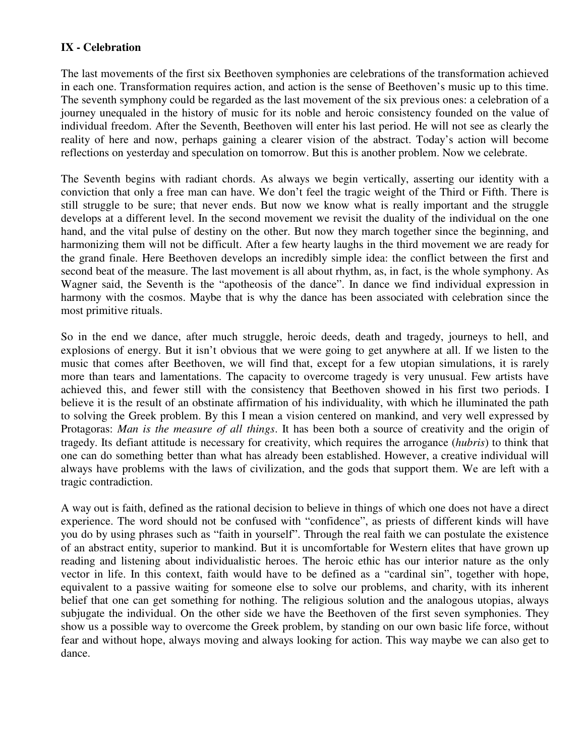## IX - Celebration

The last movements of the first six Beethoven symphonies are celebrations of the transformation achieved in each one. Transformation requires action, and action is the sense of Beethoven's music up to this time. The seventh symphony could be regarded as the last movement of the six previous ones: a celebration of a journey unequaled in the history of music for its noble and heroic consistency founded on the value of individual freedom. After the Seventh, Beethoven will enter his last period. He will not see as clearly the reality of here and now, perhaps gaining a clearer vision of the abstract. Today's action will become reflections on yesterday and speculation on tomorrow. But this is another problem. Now we celebrate.

The Seventh begins with radiant chords. As always we begin vertically, asserting our identity with a conviction that only a free man can have. We don't feel the tragic weight of the Third or Fifth. There is still struggle to be sure; that never ends. But now we know what is really important and the struggle develops at a different level. In the second movement we revisit the duality of the individual on the one hand, and the vital pulse of destiny on the other. But now they march together since the beginning, and harmonizing them will not be difficult. After a few hearty laughs in the third movement we are ready for the grand finale. Here Beethoven develops an incredibly simple idea: the conflict between the first and second beat of the measure. The last movement is all about rhythm, as, in fact, is the whole symphony. As Wagner said, the Seventh is the "apotheosis of the dance". In dance we find individual expression in harmony with the cosmos. Maybe that is why the dance has been associated with celebration since the most primitive rituals.

So in the end we dance, after much struggle, heroic deeds, death and tragedy, journeys to hell, and explosions of energy. But it isn't obvious that we were going to get anywhere at all. If we listen to the music that comes after Beethoven, we will find that, except for a few utopian simulations, it is rarely more than tears and lamentations. The capacity to overcome tragedy is very unusual. Few artists have achieved this, and fewer still with the consistency that Beethoven showed in his first two periods. I believe it is the result of an obstinate affirmation of his individuality, with which he illuminated the path to solving the Greek problem. By this I mean a vision centered on mankind, and very well expressed by Protagoras: *Man is the measure of all things*. It has been both a source of creativity and the origin of tragedy. Its defiant attitude is necessary for creativity, which requires the arrogance (*hubris*) to think that one can do something better than what has already been established. However, a creative individual will always have problems with the laws of civilization, and the gods that support them. We are left with a tragic contradiction.

A way out is faith, defined as the rational decision to believe in things of which one does not have a direct experience. The word should not be confused with "confidence", as priests of different kinds will have you do by using phrases such as "faith in yourself". Through the real faith we can postulate the existence of an abstract entity, superior to mankind. But it is uncomfortable for Western elites that have grown up reading and listening about individualistic heroes. The heroic ethic has our interior nature as the only vector in life. In this context, faith would have to be defined as a "cardinal sin", together with hope, equivalent to a passive waiting for someone else to solve our problems, and charity, with its inherent belief that one can get something for nothing. The religious solution and the analogous utopias, always subjugate the individual. On the other side we have the Beethoven of the first seven symphonies. They show us a possible way to overcome the Greek problem, by standing on our own basic life force, without fear and without hope, always moving and always looking for action. This way maybe we can also get to dance.